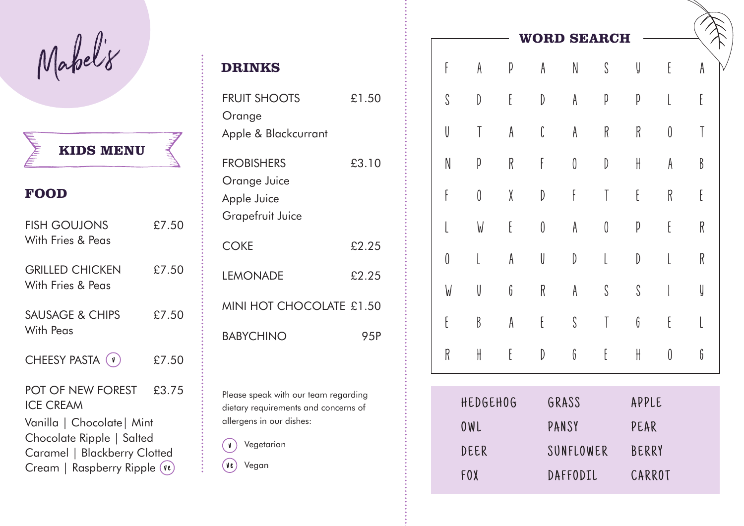# Mabel's

## KIDS MENU

### FOOD

| Item | Price |
|---|---|
| FISH GOUJONS With Fries & Peas | £7.50 |
| GRILLED CHICKEN With Fries & Peas | £7.50 |
| SAUSAGE & CHIPS With Peas | £7.50 |
| CHEESY PASTA (V) | £7.50 |
| POT OF NEW FOREST ICE CREAM | £3.75 |

Vanilla | Chocolate| Mint Chocolate Ripple | Salted Caramel | Blackberry Clotted Cream | Raspberry Ripple (VE)

### DRINKS

| Item | Price |
|---|---|
| FRUIT SHOOTS Orange, Apple & Blackcurrant | £1.50 |
| FROBISHERS Orange Juice, Apple Juice, Grapefruit Juice | £3.10 |
| COKE | £2.25 |
| LEMONADE | £2.25 |
| MINI HOT CHOCOLATE | £1.50 |
| BABYCHINO | 95P |

Please speak with our team regarding dietary requirements and concerns of allergens in our dishes:

(V) Vegetarian

(VE) Vegan

### WORD SEARCH

```
F A P A N S Y E A
S D E D A P P L E
U T A C A R R O T
N P R F O D H A B
F O X D F T E R E
L W E O A O P E R
O L A U D L D L R
W U G R A S S I Y
E B A E S T G E L
R H E D G E H O G
```

| | | |
|---|---|---|
| HEDGEHOG | GRASS | APPLE |
| OWL | PANSY | PEAR |
| DEER | SUNFLOWER | BERRY |
| FOX | DAFFODIL | CARROT |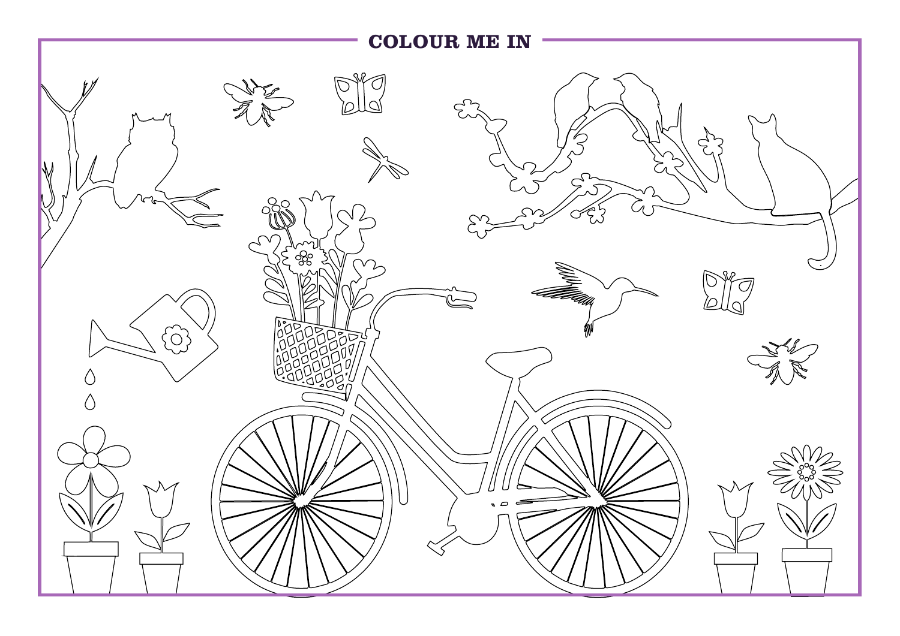# COLOUR ME IN